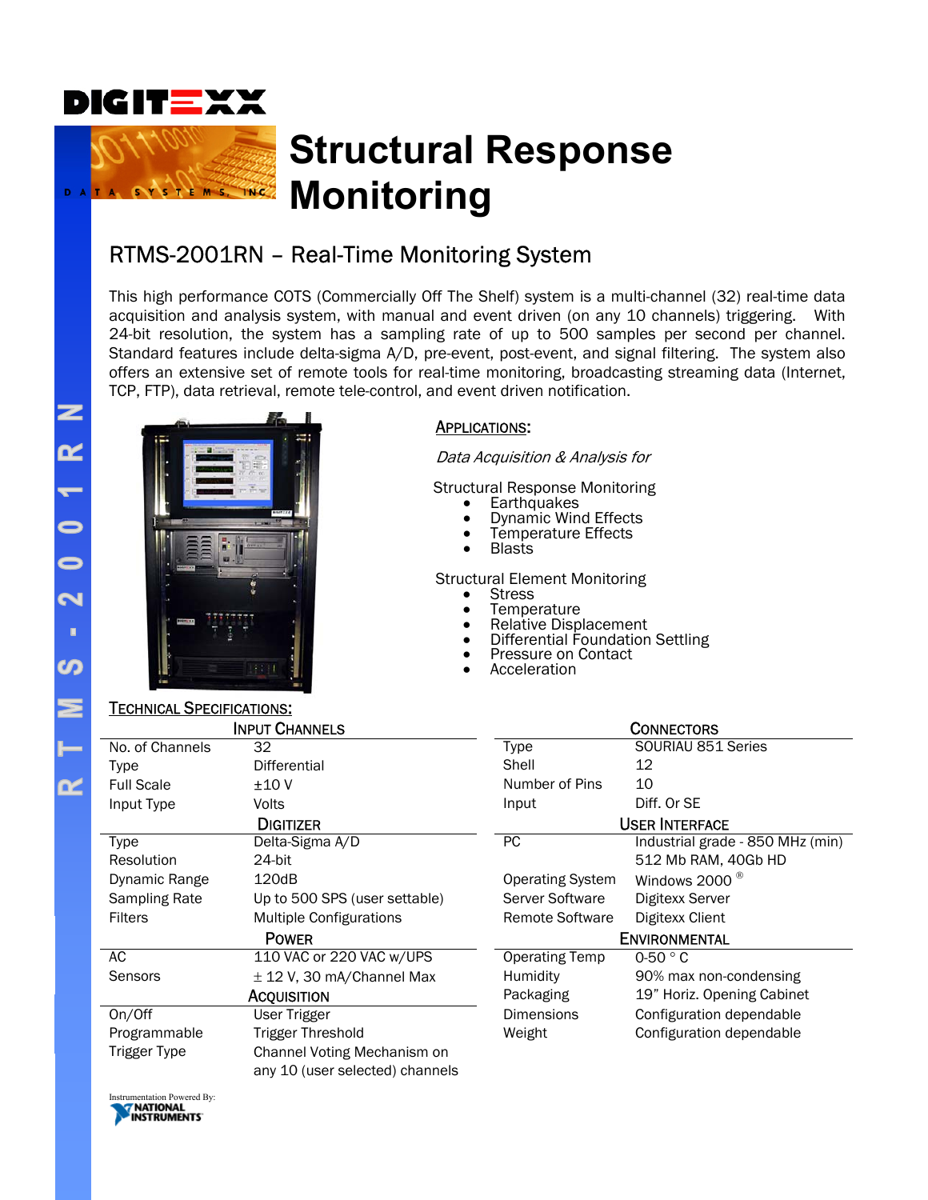DIGITEXX

DATA SYSTEMS, INC

# Structural Response Monitoring

## RTMS-2001RN – Real-Time Monitoring System

This high performance COTS (Commercially Off The Shelf) system is a multi-channel (32) real-time data acquisition and analysis system, with manual and event driven (on any 10 channels) triggering. With 24-bit resolution, the system has a sampling rate of up to 500 samples per second per channel. Standard features include delta-sigma A/D, pre-event, post-event, and signal filtering. The system also offers an extensive set of remote tools for real-time monitoring, broadcasting streaming data (Internet, TCP, FTP), data retrieval, remote tele-control, and event driven notification.

### APPLICATIONS:

*Data Acquisition & Analysis for*

Structural Response Monitoring

- Earthquakes
- Dynamic Wind Effects
- Temperature Effects
- Blasts

Structural Element Monitoring

- Stress
- Temperature
- Relative Displacement
- Differential Foundation Settling
- Pressure on Contact
- Acceleration

### TECHNICAL SPECIFICATIONS:

| INPUT CHANNELS | |
|---|---|
| No. of Channels | 32 |
| Type | Differential |
| Full Scale | ±10 V |
| Input Type | Volts |
| **DIGITIZER** | |
| Type | Delta-Sigma A/D |
| Resolution | 24-bit |
| Dynamic Range | 120dB |
| Sampling Rate | Up to 500 SPS (user settable) |
| Filters | Multiple Configurations |
| **POWER** | |
| AC | 110 VAC or 220 VAC w/UPS |
| Sensors | ± 12 V, 30 mA/Channel Max |
| **ACQUISITION** | |
| On/Off | User Trigger |
| Programmable | Trigger Threshold |
| Trigger Type | Channel Voting Mechanism on any 10 (user selected) channels |

| CONNECTORS | |
|---|---|
| Type | SOURIAU 851 Series |
| Shell | 12 |
| Number of Pins | 10 |
| Input | Diff. Or SE |
| **USER INTERFACE** | |
| PC | Industrial grade - 850 MHz (min) 512 Mb RAM, 40Gb HD |
| Operating System | Windows 2000 ® |
| Server Software | Digitexx Server |
| Remote Software | Digitexx Client |
| **ENVIRONMENTAL** | |
| Operating Temp | 0-50 ° C |
| Humidity | 90% max non-condensing |
| Packaging | 19" Horiz. Opening Cabinet |
| Dimensions | Configuration dependable |
| Weight | Configuration dependable |

Instrumentation Powered By: NATIONAL INSTRUMENTS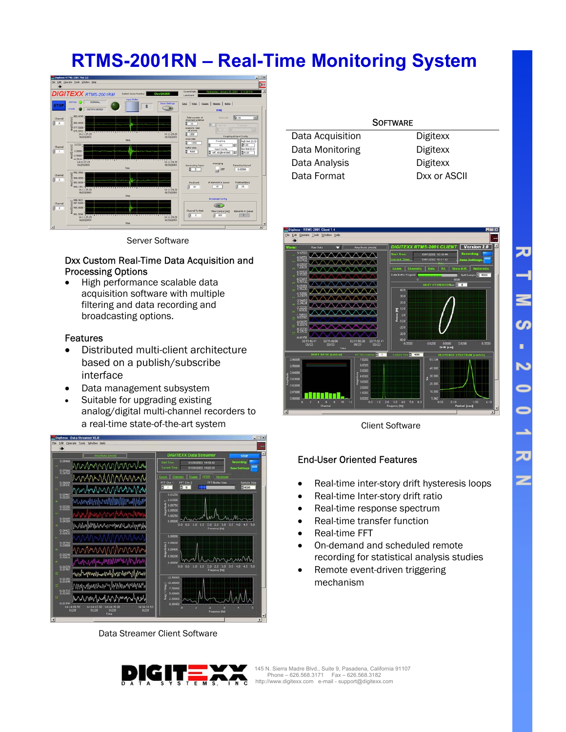# RTMS-2001RN – Real-Time Monitoring System

Server Software

## Dxx Custom Real-Time Data Acquisition and Processing Options

- High performance scalable data acquisition software with multiple filtering and data recording and broadcasting options.

## Features

- Distributed multi-client architecture based on a publish/subscribe interface
- Data management subsystem
- Suitable for upgrading existing analog/digital multi-channel recorders to a real-time state-of-the-art system

Data Streamer Client Software

### Software

| | |
|---|---|
| Data Acquisition | Digitexx |
| Data Monitoring | Digitexx |
| Data Analysis | Digitexx |
| Data Format | Dxx or ASCII |

Client Software

## End-User Oriented Features

- Real-time inter-story drift hysteresis loops
- Real-time Inter-story drift ratio
- Real-time response spectrum
- Real-time transfer function
- Real-time FFT
- On-demand and scheduled remote recording for statistical analysis studies
- Remote event-driven triggering mechanism

DIGITEXX DATA SYSTEMS, INC

145 N. Sierra Madre Blvd., Suite 9, Pasadena, California 91107
Phone – 626.568.3171 Fax – 626.568.3182
http://www.digitexx.com e-mail - support@digitexx.com

RTMS-2001RN